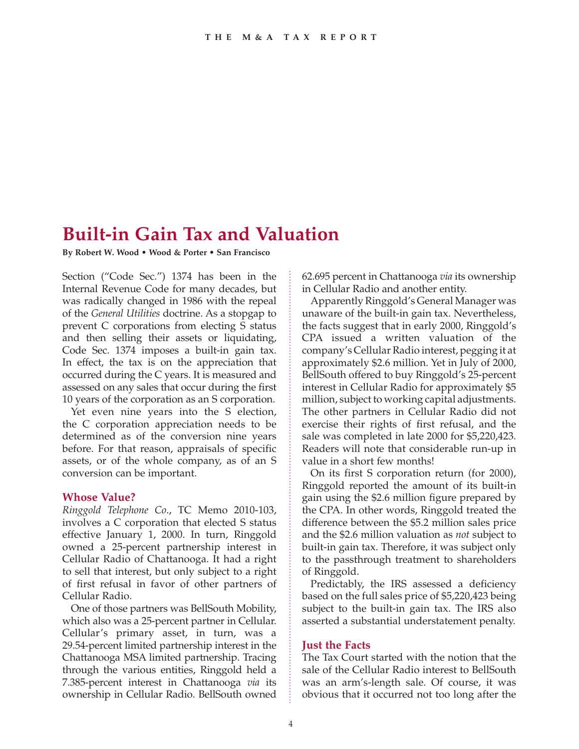# Built-in Gain Tax and Valuation

**By Robert W. Wood • Wood & Porter • San Francisco**

Section ("Code Sec.") 1374 has been in the Internal Revenue Code for many decades, but was radically changed in 1986 with the repeal of the *General Utilities* doctrine. As a stopgap to prevent C corporations from electing S status and then selling their assets or liquidating, Code Sec. 1374 imposes a built-in gain tax. In effect, the tax is on the appreciation that occurred during the C years. It is measured and assessed on any sales that occur during the first 10 years of the corporation as an S corporation.

Yet even nine years into the S election, the C corporation appreciation needs to be determined as of the conversion nine years before. For that reason, appraisals of specific assets, or of the whole company, as of an S conversion can be important.

## Whose Value?

*Ringgold Telephone Co.*, TC Memo 2010-103, involves a C corporation that elected S status effective January 1, 2000. In turn, Ringgold owned a 25-percent partnership interest in Cellular Radio of Chattanooga. It had a right to sell that interest, but only subject to a right of first refusal in favor of other partners of Cellular Radio.

One of those partners was BellSouth Mobility, which also was a 25-percent partner in Cellular. Cellular's primary asset, in turn, was a 29.54-percent limited partnership interest in the Chattanooga MSA limited partnership. Tracing through the various entities, Ringgold held a 7.385-percent interest in Chattanooga *via* its ownership in Cellular Radio. BellSouth owned 62.695 percent in Chattanooga *via* its ownership in Cellular Radio and another entity.

Apparently Ringgold's General Manager was unaware of the built-in gain tax. Nevertheless, the facts suggest that in early 2000, Ringgold's CPA issued a written valuation of the company's Cellular Radio interest, pegging it at approximately \$2.6 million. Yet in July of 2000, BellSouth offered to buy Ringgold's 25-percent interest in Cellular Radio for approximately \$5 million, subject to working capital adjustments. The other partners in Cellular Radio did not exercise their rights of first refusal, and the sale was completed in late 2000 for \$5,220,423. Readers will note that considerable run-up in value in a short few months!

On its first S corporation return (for 2000), Ringgold reported the amount of its built-in gain using the \$2.6 million figure prepared by the CPA. In other words, Ringgold treated the difference between the \$5.2 million sales price and the \$2.6 million valuation as *not* subject to built-in gain tax. Therefore, it was subject only to the passthrough treatment to shareholders of Ringgold.

Predictably, the IRS assessed a deficiency based on the full sales price of \$5,220,423 being subject to the built-in gain tax. The IRS also asserted a substantial understatement penalty.

## Just the Facts

The Tax Court started with the notion that the sale of the Cellular Radio interest to BellSouth was an arm's-length sale. Of course, it was obvious that it occurred not too long after the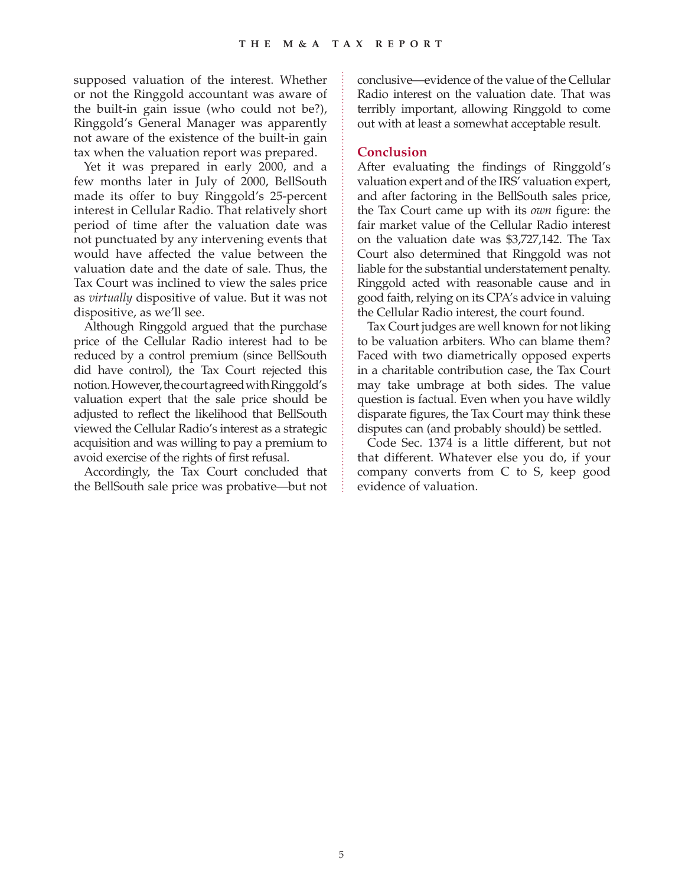supposed valuation of the interest. Whether or not the Ringgold accountant was aware of the built-in gain issue (who could not be?), Ringgold's General Manager was apparently not aware of the existence of the built-in gain tax when the valuation report was prepared.

Yet it was prepared in early 2000, and a few months later in July of 2000, BellSouth made its offer to buy Ringgold's 25-percent interest in Cellular Radio. That relatively short period of time after the valuation date was not punctuated by any intervening events that would have affected the value between the valuation date and the date of sale. Thus, the Tax Court was inclined to view the sales price as *virtually* dispositive of value. But it was not dispositive, as we'll see.

Although Ringgold argued that the purchase price of the Cellular Radio interest had to be reduced by a control premium (since BellSouth did have control), the Tax Court rejected this notion. However, the court agreed with Ringgold's valuation expert that the sale price should be adjusted to reflect the likelihood that BellSouth viewed the Cellular Radio's interest as a strategic acquisition and was willing to pay a premium to avoid exercise of the rights of first refusal.

Accordingly, the Tax Court concluded that the BellSouth sale price was probative—but not conclusive—evidence of the value of the Cellular Radio interest on the valuation date. That was terribly important, allowing Ringgold to come out with at least a somewhat acceptable result.

## Conclusion

After evaluating the findings of Ringgold's valuation expert and of the IRS' valuation expert, and after factoring in the BellSouth sales price, the Tax Court came up with its *own* figure: the fair market value of the Cellular Radio interest on the valuation date was $3,727,142. The Tax Court also determined that Ringgold was not liable for the substantial understatement penalty. Ringgold acted with reasonable cause and in good faith, relying on its CPA's advice in valuing the Cellular Radio interest, the court found.

Tax Court judges are well known for not liking to be valuation arbiters. Who can blame them? Faced with two diametrically opposed experts in a charitable contribution case, the Tax Court may take umbrage at both sides. The value question is factual. Even when you have wildly disparate figures, the Tax Court may think these disputes can (and probably should) be settled.

Code Sec. 1374 is a little different, but not that different. Whatever else you do, if your company converts from C to S, keep good evidence of valuation.